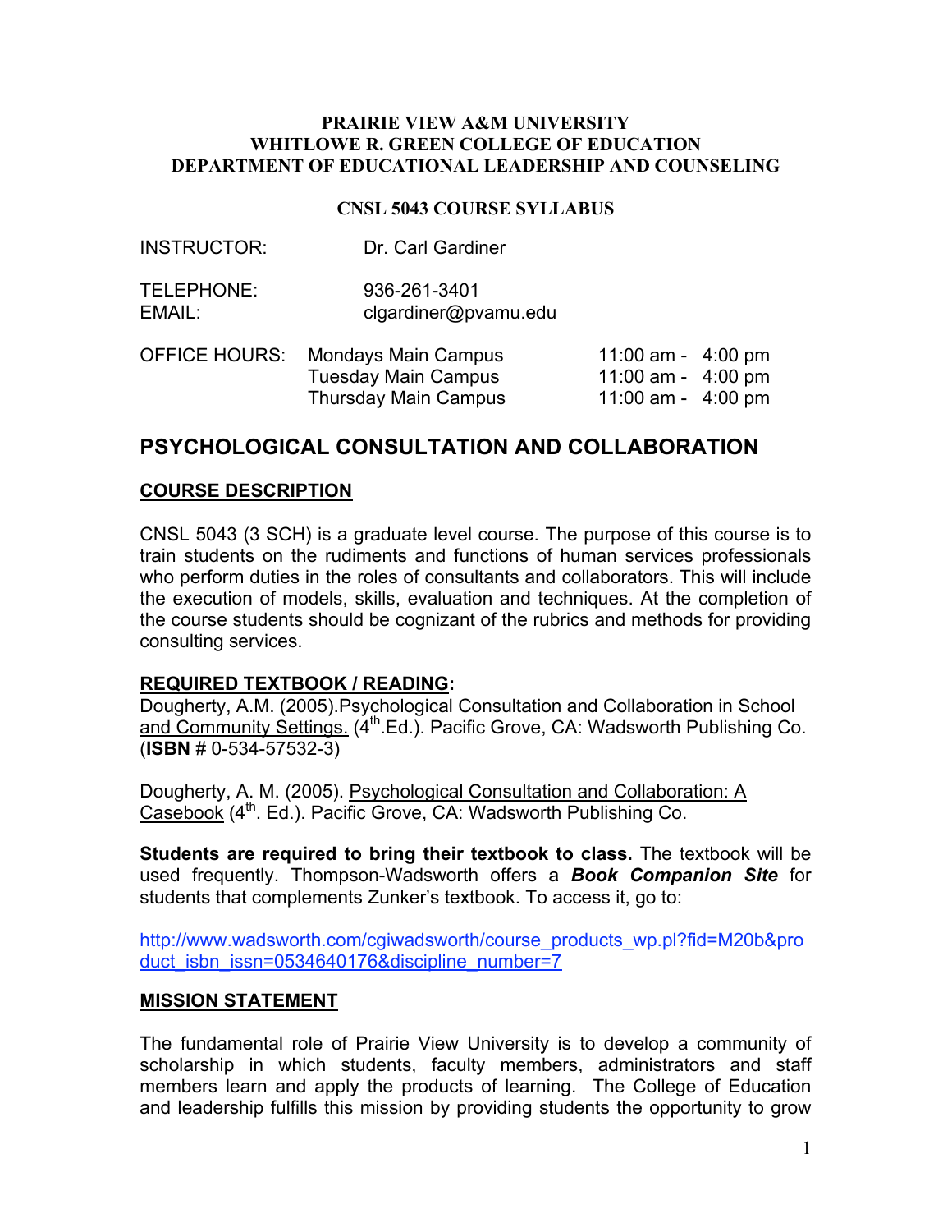**PRAIRIE VIEW A&M UNIVERSITY**
**WHITLOWE R. GREEN COLLEGE OF EDUCATION**
**DEPARTMENT OF EDUCATIONAL LEADERSHIP AND COUNSELING**

**CNSL 5043 COURSE SYLLABUS**

INSTRUCTOR: Dr. Carl Gardiner

TELEPHONE: 936-261-3401
EMAIL: clgardiner@pvamu.edu

| OFFICE HOURS: | | |
|---|---|---|
| | Mondays Main Campus | 11:00 am - 4:00 pm |
| | Tuesday Main Campus | 11:00 am - 4:00 pm |
| | Thursday Main Campus | 11:00 am - 4:00 pm |

# PSYCHOLOGICAL CONSULTATION AND COLLABORATION

## COURSE DESCRIPTION

CNSL 5043 (3 SCH) is a graduate level course. The purpose of this course is to train students on the rudiments and functions of human services professionals who perform duties in the roles of consultants and collaborators. This will include the execution of models, skills, evaluation and techniques. At the completion of the course students should be cognizant of the rubrics and methods for providing consulting services.

## REQUIRED TEXTBOOK / READING:

Dougherty, A.M. (2005).Psychological Consultation and Collaboration in School and Community Settings. (4th.Ed.). Pacific Grove, CA: Wadsworth Publishing Co. (**ISBN** # 0-534-57532-3)

Dougherty, A. M. (2005). Psychological Consultation and Collaboration: A Casebook (4th. Ed.). Pacific Grove, CA: Wadsworth Publishing Co.

**Students are required to bring their textbook to class.** The textbook will be used frequently. Thompson-Wadsworth offers a ***Book Companion Site*** for students that complements Zunker's textbook. To access it, go to:

http://www.wadsworth.com/cgiwadsworth/course_products_wp.pl?fid=M20b&product_isbn_issn=0534640176&discipline_number=7

## MISSION STATEMENT

The fundamental role of Prairie View University is to develop a community of scholarship in which students, faculty members, administrators and staff members learn and apply the products of learning. The College of Education and leadership fulfills this mission by providing students the opportunity to grow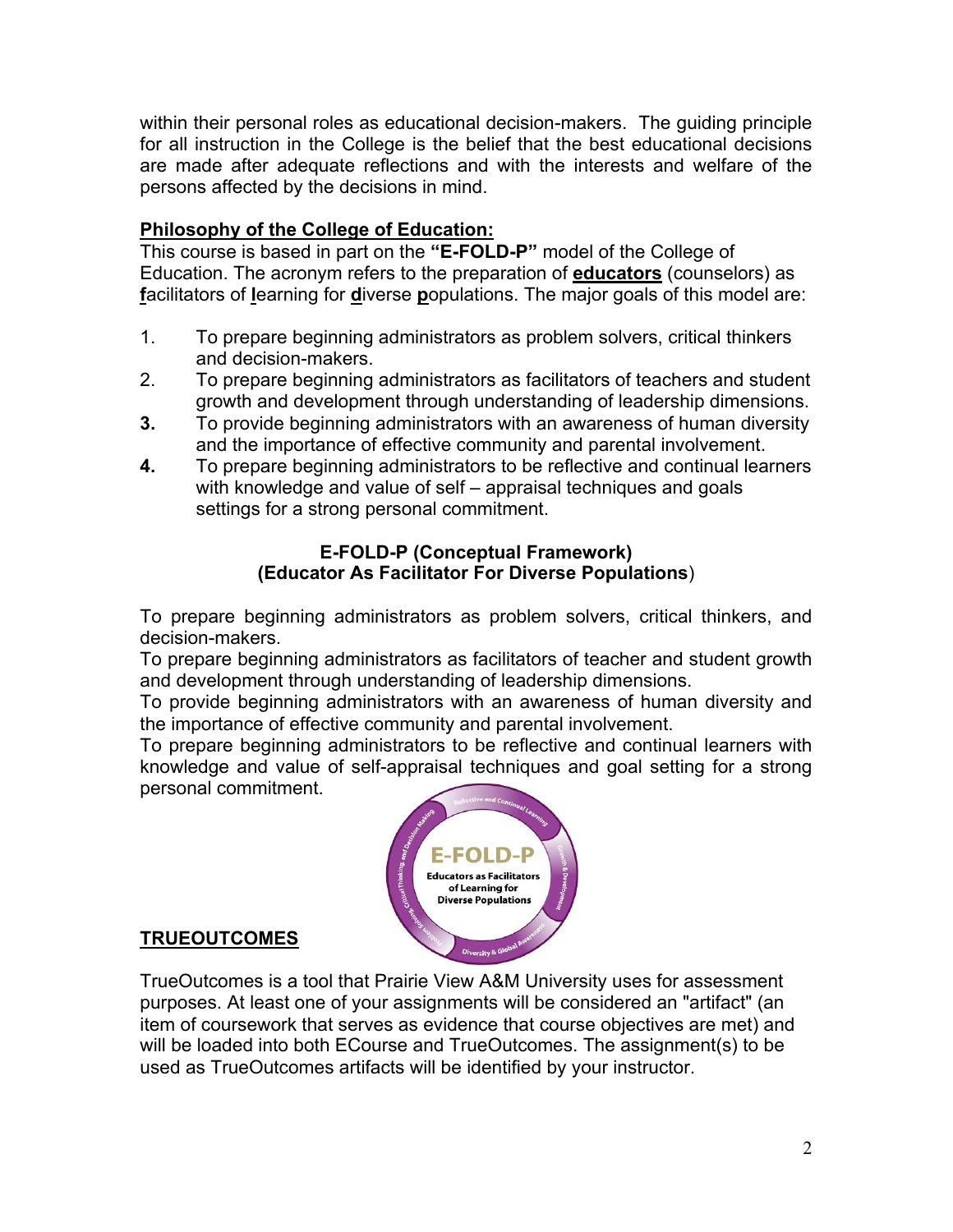within their personal roles as educational decision-makers. The guiding principle for all instruction in the College is the belief that the best educational decisions are made after adequate reflections and with the interests and welfare of the persons affected by the decisions in mind.

**Philosophy of the College of Education:**

This course is based in part on the **"E-FOLD-P"** model of the College of Education. The acronym refers to the preparation of **educators** (counselors) as **f**acilitators of **l**earning for **d**iverse **p**opulations. The major goals of this model are:

1. To prepare beginning administrators as problem solvers, critical thinkers and decision-makers.
2. To prepare beginning administrators as facilitators of teachers and student growth and development through understanding of leadership dimensions.
3. To provide beginning administrators with an awareness of human diversity and the importance of effective community and parental involvement.
4. To prepare beginning administrators to be reflective and continual learners with knowledge and value of self – appraisal techniques and goals settings for a strong personal commitment.

**E-FOLD-P (Conceptual Framework)**
**(Educator As Facilitator For Diverse Populations)**

To prepare beginning administrators as problem solvers, critical thinkers, and decision-makers.
To prepare beginning administrators as facilitators of teacher and student growth and development through understanding of leadership dimensions.
To provide beginning administrators with an awareness of human diversity and the importance of effective community and parental involvement.
To prepare beginning administrators to be reflective and continual learners with knowledge and value of self-appraisal techniques and goal setting for a strong personal commitment.

**TRUEOUTCOMES**

TrueOutcomes is a tool that Prairie View A&M University uses for assessment purposes. At least one of your assignments will be considered an "artifact" (an item of coursework that serves as evidence that course objectives are met) and will be loaded into both ECourse and TrueOutcomes. The assignment(s) to be used as TrueOutcomes artifacts will be identified by your instructor.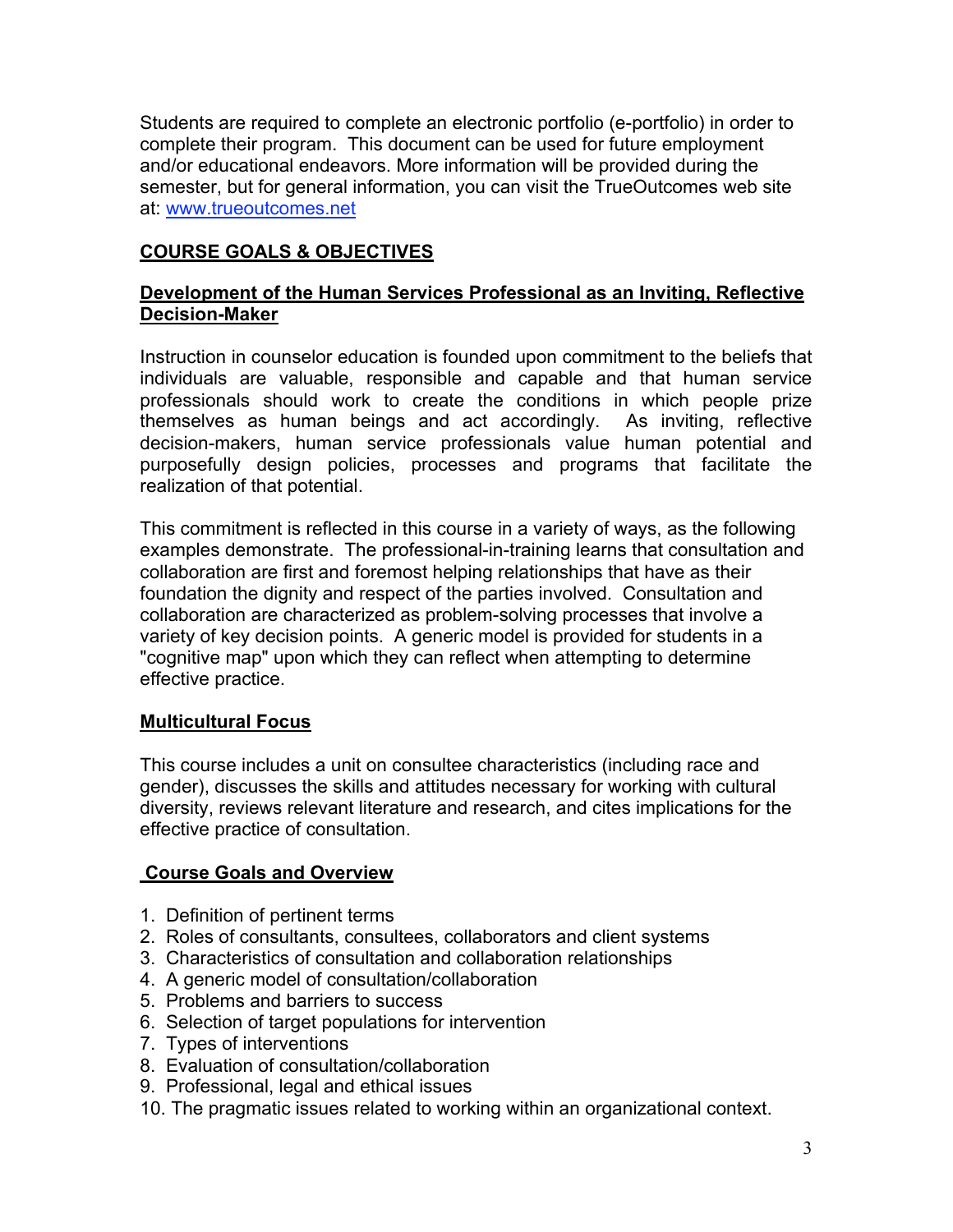Students are required to complete an electronic portfolio (e-portfolio) in order to complete their program. This document can be used for future employment and/or educational endeavors. More information will be provided during the semester, but for general information, you can visit the TrueOutcomes web site at: [www.trueoutcomes.net](http://www.trueoutcomes.net)

## COURSE GOALS & OBJECTIVES

### Development of the Human Services Professional as an Inviting, Reflective Decision-Maker

Instruction in counselor education is founded upon commitment to the beliefs that individuals are valuable, responsible and capable and that human service professionals should work to create the conditions in which people prize themselves as human beings and act accordingly. As inviting, reflective decision-makers, human service professionals value human potential and purposefully design policies, processes and programs that facilitate the realization of that potential.

This commitment is reflected in this course in a variety of ways, as the following examples demonstrate. The professional-in-training learns that consultation and collaboration are first and foremost helping relationships that have as their foundation the dignity and respect of the parties involved. Consultation and collaboration are characterized as problem-solving processes that involve a variety of key decision points. A generic model is provided for students in a "cognitive map" upon which they can reflect when attempting to determine effective practice.

### Multicultural Focus

This course includes a unit on consultee characteristics (including race and gender), discusses the skills and attitudes necessary for working with cultural diversity, reviews relevant literature and research, and cites implications for the effective practice of consultation.

### Course Goals and Overview

1. Definition of pertinent terms
2. Roles of consultants, consultees, collaborators and client systems
3. Characteristics of consultation and collaboration relationships
4. A generic model of consultation/collaboration
5. Problems and barriers to success
6. Selection of target populations for intervention
7. Types of interventions
8. Evaluation of consultation/collaboration
9. Professional, legal and ethical issues
10. The pragmatic issues related to working within an organizational context.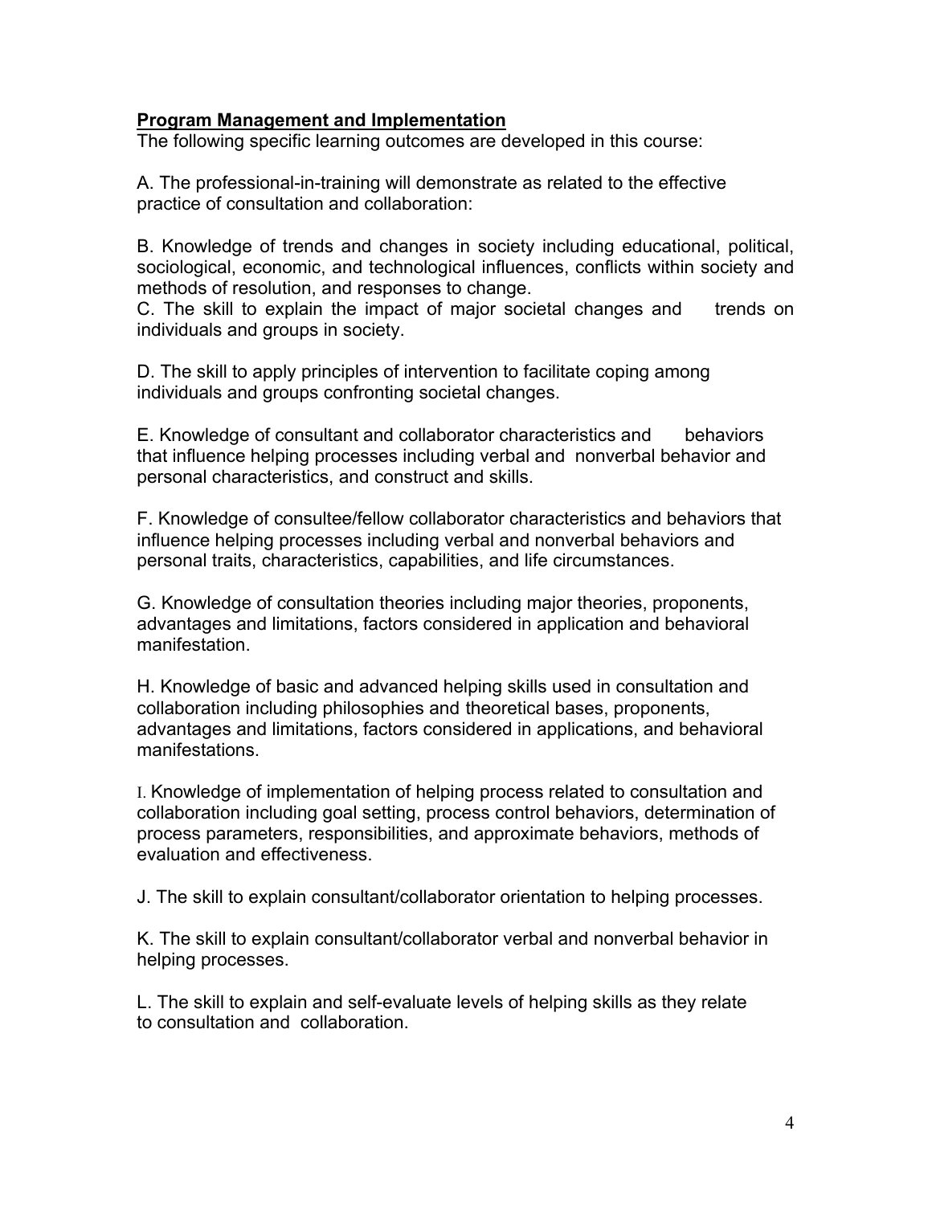**Program Management and Implementation**

The following specific learning outcomes are developed in this course:

A. The professional-in-training will demonstrate as related to the effective practice of consultation and collaboration:

B. Knowledge of trends and changes in society including educational, political, sociological, economic, and technological influences, conflicts within society and methods of resolution, and responses to change.

C. The skill to explain the impact of major societal changes and trends on individuals and groups in society.

D. The skill to apply principles of intervention to facilitate coping among individuals and groups confronting societal changes.

E. Knowledge of consultant and collaborator characteristics and behaviors that influence helping processes including verbal and nonverbal behavior and personal characteristics, and construct and skills.

F. Knowledge of consultee/fellow collaborator characteristics and behaviors that influence helping processes including verbal and nonverbal behaviors and personal traits, characteristics, capabilities, and life circumstances.

G. Knowledge of consultation theories including major theories, proponents, advantages and limitations, factors considered in application and behavioral manifestation.

H. Knowledge of basic and advanced helping skills used in consultation and collaboration including philosophies and theoretical bases, proponents, advantages and limitations, factors considered in applications, and behavioral manifestations.

I. Knowledge of implementation of helping process related to consultation and collaboration including goal setting, process control behaviors, determination of process parameters, responsibilities, and approximate behaviors, methods of evaluation and effectiveness.

J. The skill to explain consultant/collaborator orientation to helping processes.

K. The skill to explain consultant/collaborator verbal and nonverbal behavior in helping processes.

L. The skill to explain and self-evaluate levels of helping skills as they relate to consultation and collaboration.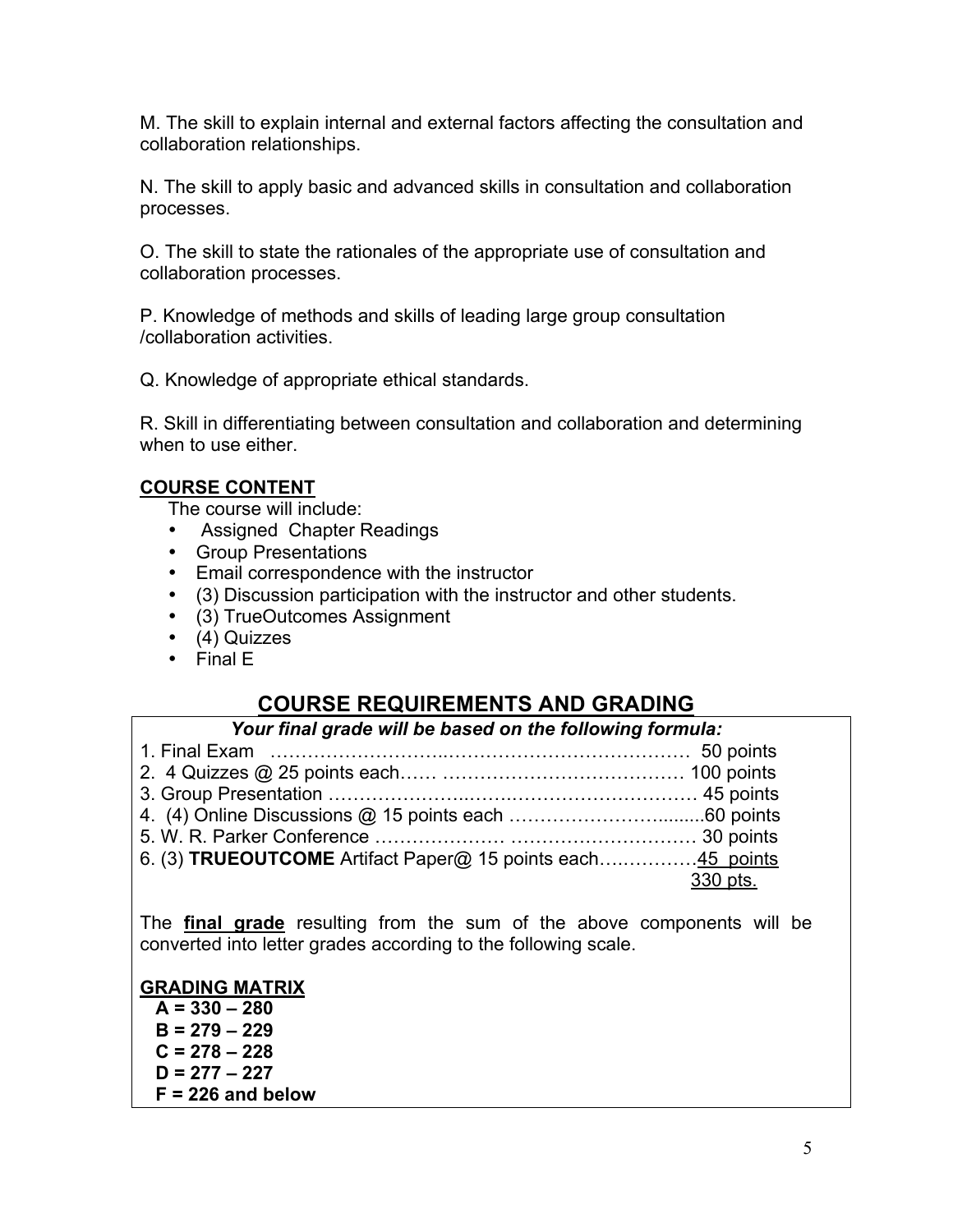M. The skill to explain internal and external factors affecting the consultation and collaboration relationships.

N. The skill to apply basic and advanced skills in consultation and collaboration processes.

O. The skill to state the rationales of the appropriate use of consultation and collaboration processes.

P. Knowledge of methods and skills of leading large group consultation /collaboration activities.

Q. Knowledge of appropriate ethical standards.

R. Skill in differentiating between consultation and collaboration and determining when to use either.

**COURSE CONTENT**

The course will include:

- Assigned Chapter Readings
- Group Presentations
- Email correspondence with the instructor
- (3) Discussion participation with the instructor and other students.
- (3) TrueOutcomes Assignment
- (4) Quizzes
- Final E

## COURSE REQUIREMENTS AND GRADING

***Your final grade will be based on the following formula:***

1. Final Exam ………………………..……………………………… 50 points
2. 4 Quizzes @ 25 points each…… ………………………….……… 100 points
3. Group Presentation …………………..…….……………………… 45 points
4. (4) Online Discussions @ 15 points each ……………………….......60 points
5. W. R. Parker Conference ………………… ………………………… 30 points
6. (3) **TRUEOUTCOME** Artifact Paper@ 15 points each…..…………45 points

330 pts.

The **final grade** resulting from the sum of the above components will be converted into letter grades according to the following scale.

**GRADING MATRIX**

**A = 330 – 280**
**B = 279 – 229**
**C = 278 – 228**
**D = 277 – 227**
**F = 226 and below**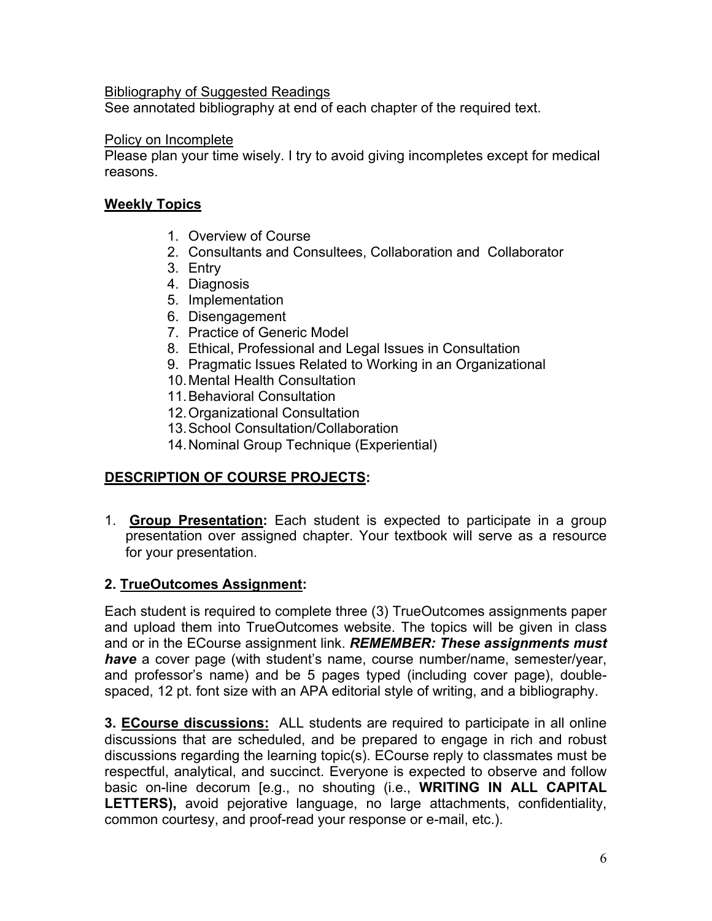Bibliography of Suggested Readings

See annotated bibliography at end of each chapter of the required text.

Policy on Incomplete

Please plan your time wisely. I try to avoid giving incompletes except for medical reasons.

## Weekly Topics

1. Overview of Course
2. Consultants and Consultees, Collaboration and Collaborator
3. Entry
4. Diagnosis
5. Implementation
6. Disengagement
7. Practice of Generic Model
8. Ethical, Professional and Legal Issues in Consultation
9. Pragmatic Issues Related to Working in an Organizational
10. Mental Health Consultation
11. Behavioral Consultation
12. Organizational Consultation
13. School Consultation/Collaboration
14. Nominal Group Technique (Experiential)

## DESCRIPTION OF COURSE PROJECTS:

1. **Group Presentation:** Each student is expected to participate in a group presentation over assigned chapter. Your textbook will serve as a resource for your presentation.

**2. TrueOutcomes Assignment:**

Each student is required to complete three (3) TrueOutcomes assignments paper and upload them into TrueOutcomes website. The topics will be given in class and or in the ECourse assignment link. ***REMEMBER: These assignments must have*** a cover page (with student's name, course number/name, semester/year, and professor's name) and be 5 pages typed (including cover page), double-spaced, 12 pt. font size with an APA editorial style of writing, and a bibliography.

**3. ECourse discussions:** ALL students are required to participate in all online discussions that are scheduled, and be prepared to engage in rich and robust discussions regarding the learning topic(s). ECourse reply to classmates must be respectful, analytical, and succinct. Everyone is expected to observe and follow basic on-line decorum [e.g., no shouting (i.e., **WRITING IN ALL CAPITAL LETTERS),** avoid pejorative language, no large attachments, confidentiality, common courtesy, and proof-read your response or e-mail, etc.).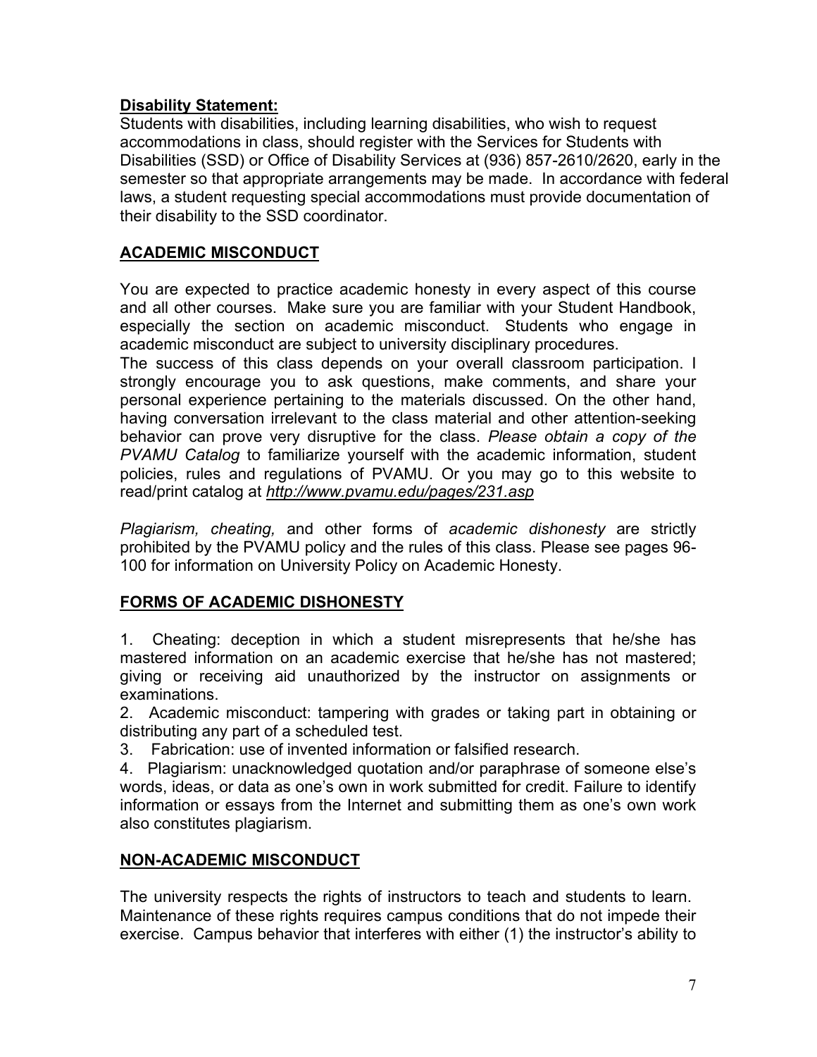**Disability Statement:**

Students with disabilities, including learning disabilities, who wish to request accommodations in class, should register with the Services for Students with Disabilities (SSD) or Office of Disability Services at (936) 857-2610/2620, early in the semester so that appropriate arrangements may be made. In accordance with federal laws, a student requesting special accommodations must provide documentation of their disability to the SSD coordinator.

**ACADEMIC MISCONDUCT**

You are expected to practice academic honesty in every aspect of this course and all other courses. Make sure you are familiar with your Student Handbook, especially the section on academic misconduct. Students who engage in academic misconduct are subject to university disciplinary procedures.
The success of this class depends on your overall classroom participation. I strongly encourage you to ask questions, make comments, and share your personal experience pertaining to the materials discussed. On the other hand, having conversation irrelevant to the class material and other attention-seeking behavior can prove very disruptive for the class. *Please obtain a copy of the PVAMU Catalog* to familiarize yourself with the academic information, student policies, rules and regulations of PVAMU. Or you may go to this website to read/print catalog at ***http://www.pvamu.edu/pages/231.asp***

*Plagiarism, cheating,* and other forms of *academic dishonesty* are strictly prohibited by the PVAMU policy and the rules of this class. Please see pages 96-100 for information on University Policy on Academic Honesty.

**FORMS OF ACADEMIC DISHONESTY**

1. Cheating: deception in which a student misrepresents that he/she has mastered information on an academic exercise that he/she has not mastered; giving or receiving aid unauthorized by the instructor on assignments or examinations.
2. Academic misconduct: tampering with grades or taking part in obtaining or distributing any part of a scheduled test.
3. Fabrication: use of invented information or falsified research.
4. Plagiarism: unacknowledged quotation and/or paraphrase of someone else's words, ideas, or data as one's own in work submitted for credit. Failure to identify information or essays from the Internet and submitting them as one's own work also constitutes plagiarism.

**NON-ACADEMIC MISCONDUCT**

The university respects the rights of instructors to teach and students to learn. Maintenance of these rights requires campus conditions that do not impede their exercise. Campus behavior that interferes with either (1) the instructor's ability to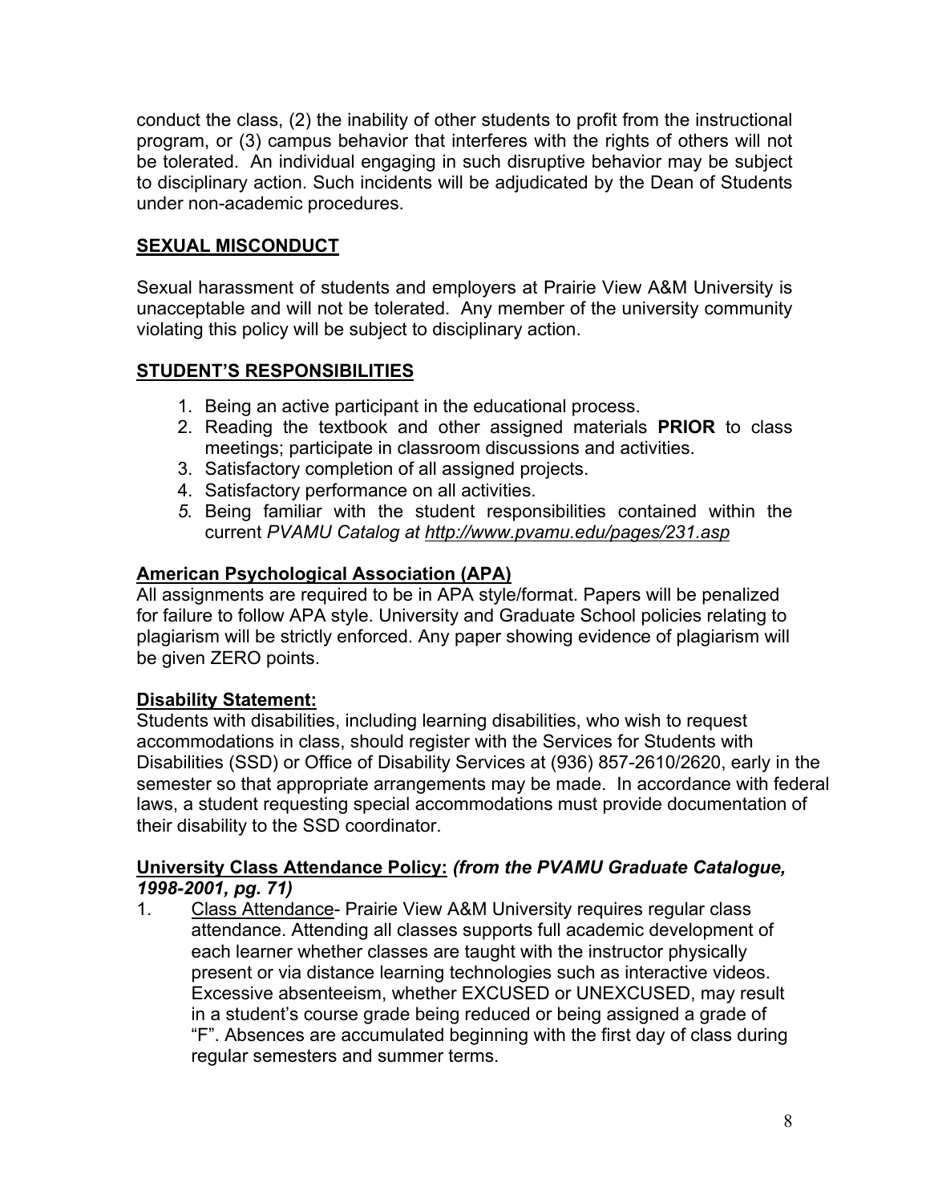conduct the class, (2) the inability of other students to profit from the instructional program, or (3) campus behavior that interferes with the rights of others will not be tolerated. An individual engaging in such disruptive behavior may be subject to disciplinary action. Such incidents will be adjudicated by the Dean of Students under non-academic procedures.

## SEXUAL MISCONDUCT

Sexual harassment of students and employers at Prairie View A&M University is unacceptable and will not be tolerated. Any member of the university community violating this policy will be subject to disciplinary action.

## STUDENT'S RESPONSIBILITIES

1. Being an active participant in the educational process.
2. Reading the textbook and other assigned materials **PRIOR** to class meetings; participate in classroom discussions and activities.
3. Satisfactory completion of all assigned projects.
4. Satisfactory performance on all activities.
5. Being familiar with the student responsibilities contained within the current *PVAMU Catalog at http://www.pvamu.edu/pages/231.asp*

### American Psychological Association (APA)

All assignments are required to be in APA style/format. Papers will be penalized for failure to follow APA style. University and Graduate School policies relating to plagiarism will be strictly enforced. Any paper showing evidence of plagiarism will be given ZERO points.

### Disability Statement:

Students with disabilities, including learning disabilities, who wish to request accommodations in class, should register with the Services for Students with Disabilities (SSD) or Office of Disability Services at (936) 857-2610/2620, early in the semester so that appropriate arrangements may be made. In accordance with federal laws, a student requesting special accommodations must provide documentation of their disability to the SSD coordinator.

### University Class Attendance Policy: *(from the PVAMU Graduate Catalogue, 1998-2001, pg. 71)*

1. Class Attendance- Prairie View A&M University requires regular class attendance. Attending all classes supports full academic development of each learner whether classes are taught with the instructor physically present or via distance learning technologies such as interactive videos. Excessive absenteeism, whether EXCUSED or UNEXCUSED, may result in a student's course grade being reduced or being assigned a grade of "F". Absences are accumulated beginning with the first day of class during regular semesters and summer terms.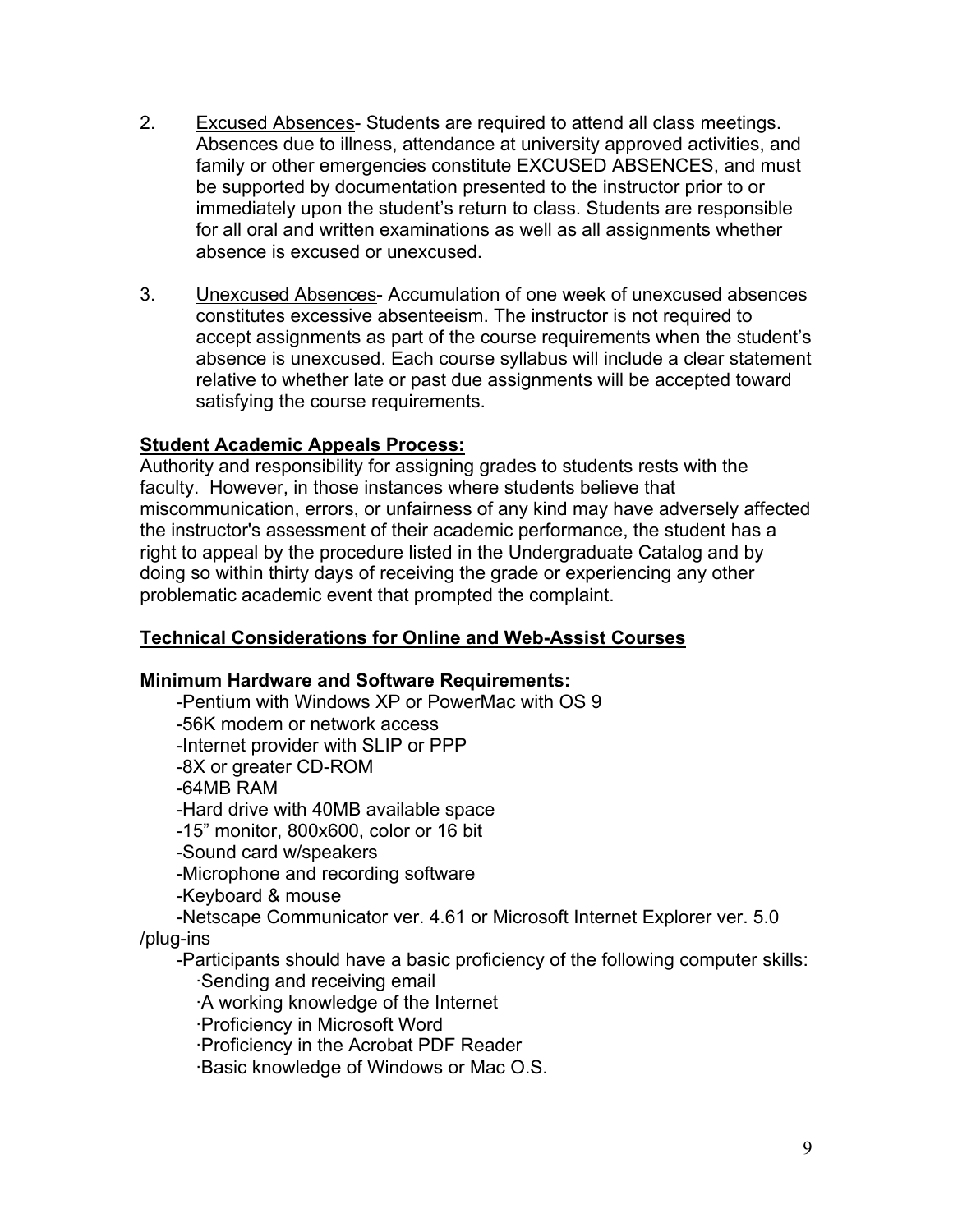2. <u>Excused Absences</u>- Students are required to attend all class meetings. Absences due to illness, attendance at university approved activities, and family or other emergencies constitute EXCUSED ABSENCES, and must be supported by documentation presented to the instructor prior to or immediately upon the student's return to class. Students are responsible for all oral and written examinations as well as all assignments whether absence is excused or unexcused.

3. <u>Unexcused Absences</u>- Accumulation of one week of unexcused absences constitutes excessive absenteeism. The instructor is not required to accept assignments as part of the course requirements when the student's absence is unexcused. Each course syllabus will include a clear statement relative to whether late or past due assignments will be accepted toward satisfying the course requirements.

**<u>Student Academic Appeals Process:</u>**

Authority and responsibility for assigning grades to students rests with the faculty. However, in those instances where students believe that miscommunication, errors, or unfairness of any kind may have adversely affected the instructor's assessment of their academic performance, the student has a right to appeal by the procedure listed in the Undergraduate Catalog and by doing so within thirty days of receiving the grade or experiencing any other problematic academic event that prompted the complaint.

**<u>Technical Considerations for Online and Web-Assist Courses</u>**

**Minimum Hardware and Software Requirements:**

-Pentium with Windows XP or PowerMac with OS 9
-56K modem or network access
-Internet provider with SLIP or PPP
-8X or greater CD-ROM
-64MB RAM
-Hard drive with 40MB available space
-15" monitor, 800x600, color or 16 bit
-Sound card w/speakers
-Microphone and recording software
-Keyboard & mouse
-Netscape Communicator ver. 4.61 or Microsoft Internet Explorer ver. 5.0 /plug-ins
-Participants should have a basic proficiency of the following computer skills:
·Sending and receiving email
·A working knowledge of the Internet
·Proficiency in Microsoft Word
·Proficiency in the Acrobat PDF Reader
·Basic knowledge of Windows or Mac O.S.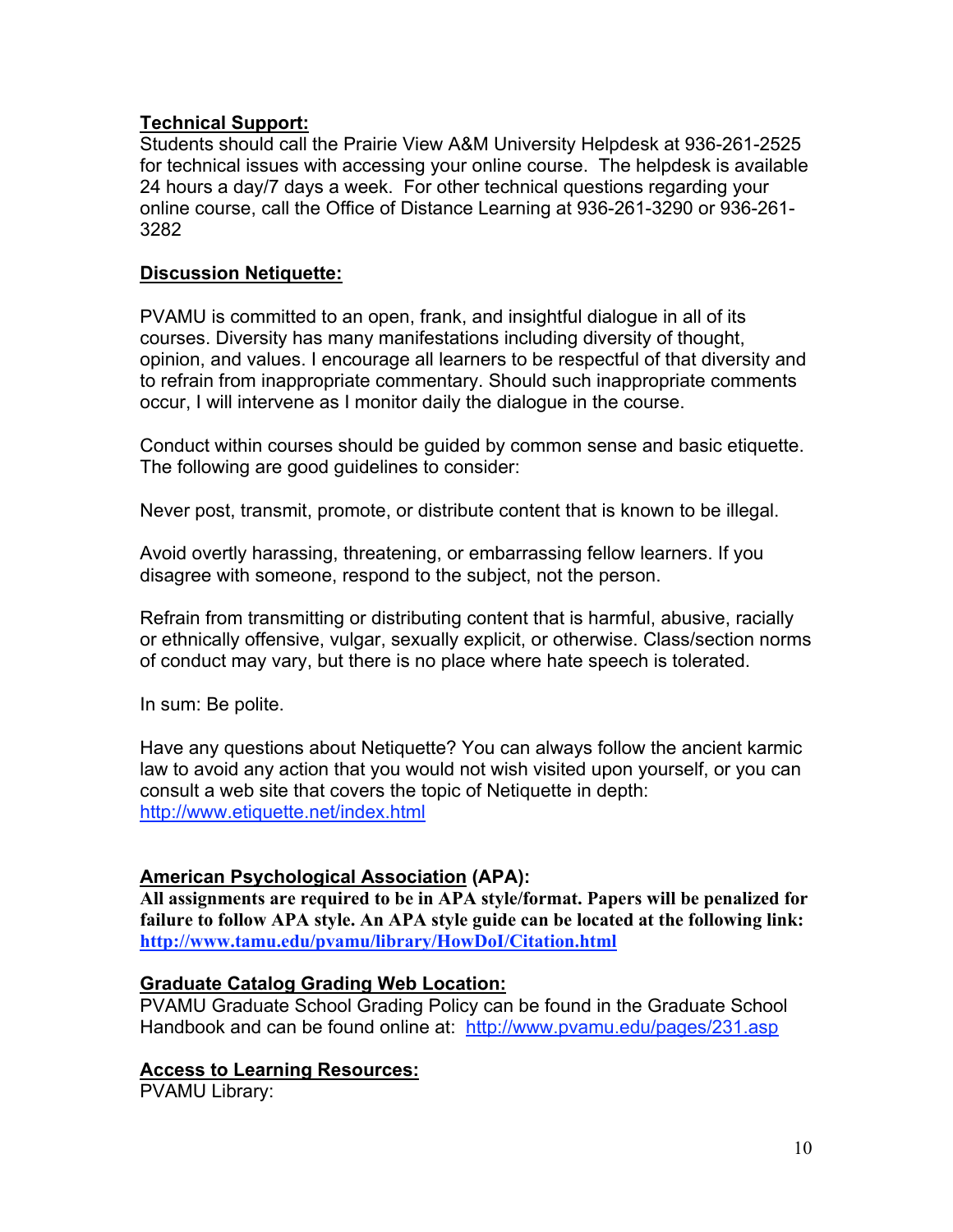**Technical Support:**
Students should call the Prairie View A&M University Helpdesk at 936-261-2525 for technical issues with accessing your online course. The helpdesk is available 24 hours a day/7 days a week. For other technical questions regarding your online course, call the Office of Distance Learning at 936-261-3290 or 936-261-3282

**Discussion Netiquette:**

PVAMU is committed to an open, frank, and insightful dialogue in all of its courses. Diversity has many manifestations including diversity of thought, opinion, and values. I encourage all learners to be respectful of that diversity and to refrain from inappropriate commentary. Should such inappropriate comments occur, I will intervene as I monitor daily the dialogue in the course.

Conduct within courses should be guided by common sense and basic etiquette. The following are good guidelines to consider:

Never post, transmit, promote, or distribute content that is known to be illegal.

Avoid overtly harassing, threatening, or embarrassing fellow learners. If you disagree with someone, respond to the subject, not the person.

Refrain from transmitting or distributing content that is harmful, abusive, racially or ethnically offensive, vulgar, sexually explicit, or otherwise. Class/section norms of conduct may vary, but there is no place where hate speech is tolerated.

In sum: Be polite.

Have any questions about Netiquette? You can always follow the ancient karmic law to avoid any action that you would not wish visited upon yourself, or you can consult a web site that covers the topic of Netiquette in depth: http://www.etiquette.net/index.html

**American Psychological Association (APA):**
**All assignments are required to be in APA style/format. Papers will be penalized for failure to follow APA style. An APA style guide can be located at the following link: http://www.tamu.edu/pvamu/library/HowDoI/Citation.html**

**Graduate Catalog Grading Web Location:**
PVAMU Graduate School Grading Policy can be found in the Graduate School Handbook and can be found online at: http://www.pvamu.edu/pages/231.asp

**Access to Learning Resources:**
PVAMU Library: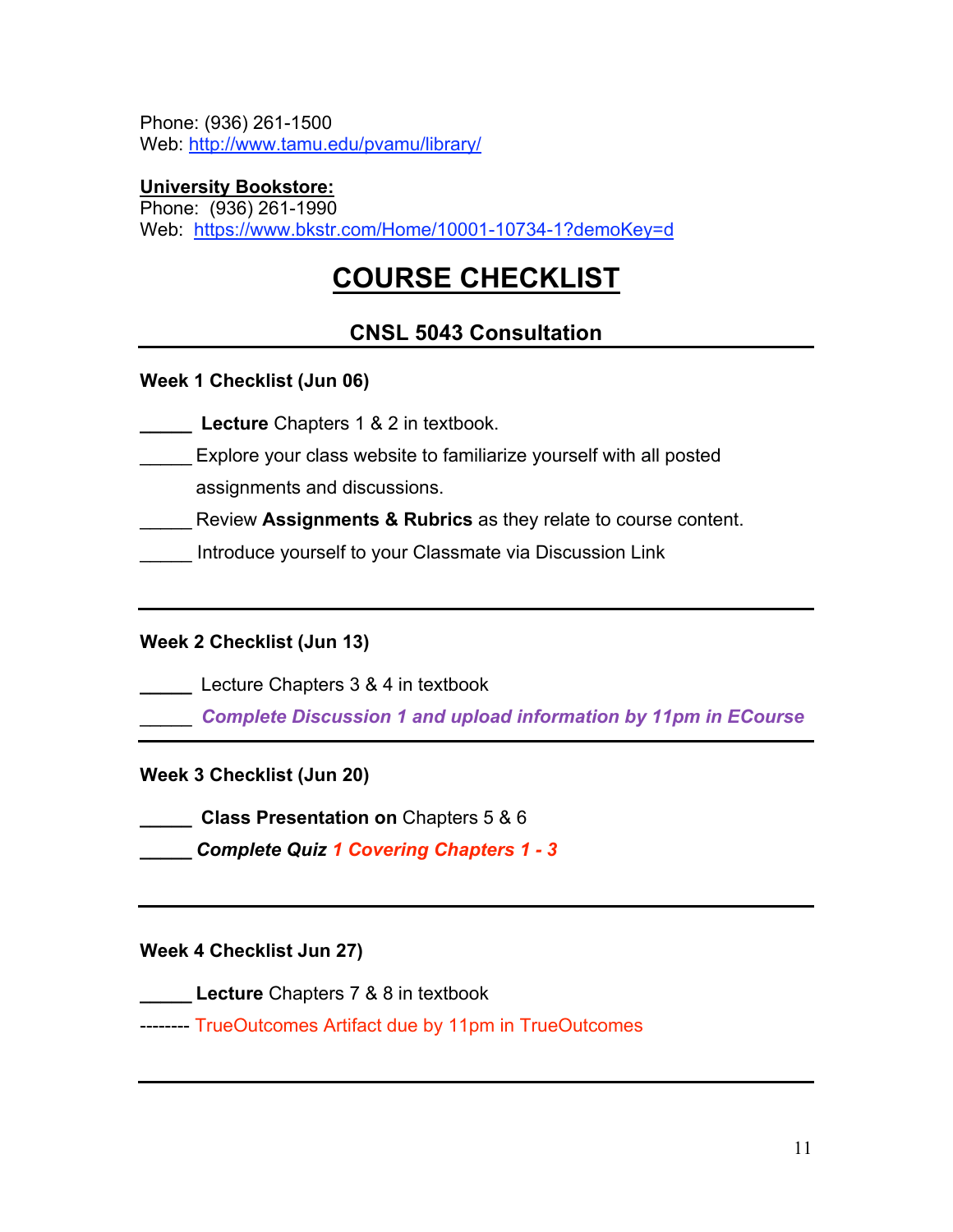Phone: (936) 261-1500
Web: http://www.tamu.edu/pvamu/library/

**University Bookstore:**
Phone: (936) 261-1990
Web: https://www.bkstr.com/Home/10001-10734-1?demoKey=d

# COURSE CHECKLIST

## CNSL 5043 Consultation

---

**Week 1 Checklist (Jun 06)**

_____ **Lecture** Chapters 1 & 2 in textbook.

_____ Explore your class website to familiarize yourself with all posted assignments and discussions.

_____ Review **Assignments & Rubrics** as they relate to course content.

_____ Introduce yourself to your Classmate via Discussion Link

---

**Week 2 Checklist (Jun 13)**

_____ Lecture Chapters 3 & 4 in textbook

_____ ***Complete Discussion 1 and upload information by 11pm in ECourse***

---

**Week 3 Checklist (Jun 20)**

_____ **Class Presentation on** Chapters 5 & 6

_____ ***Complete Quiz 1 Covering Chapters 1 - 3***

---

**Week 4 Checklist Jun 27)**

_____ **Lecture** Chapters 7 & 8 in textbook

-------- TrueOutcomes Artifact due by 11pm in TrueOutcomes

---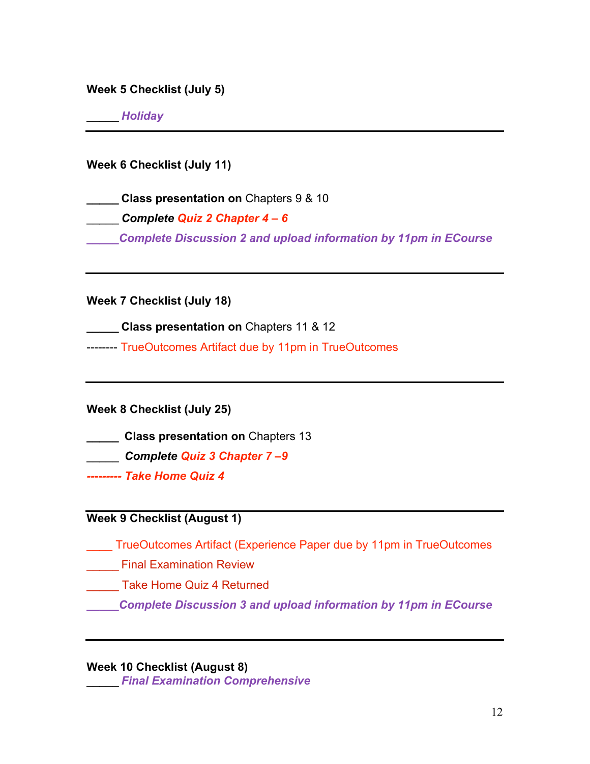**Week 5 Checklist (July 5)**

_____ ***Holiday***

---

**Week 6 Checklist (July 11)**

_____ **Class presentation on** Chapters 9 & 10

_____ ***Complete Quiz 2 Chapter 4 – 6***

_____***Complete Discussion 2 and upload information by 11pm in ECourse***

---

**Week 7 Checklist (July 18)**

_____ **Class presentation on** Chapters 11 & 12

-------- TrueOutcomes Artifact due by 11pm in TrueOutcomes

---

**Week 8 Checklist (July 25)**

_____ **Class presentation on** Chapters 13

_____ ***Complete Quiz 3 Chapter 7 –9***

***--------- Take Home Quiz 4***

---

**Week 9 Checklist (August 1)**

____ TrueOutcomes Artifact (Experience Paper due by 11pm in TrueOutcomes

_____ Final Examination Review

_____ Take Home Quiz 4 Returned

_____***Complete Discussion 3 and upload information by 11pm in ECourse***

---

**Week 10 Checklist (August 8)**

_____ ***Final Examination Comprehensive***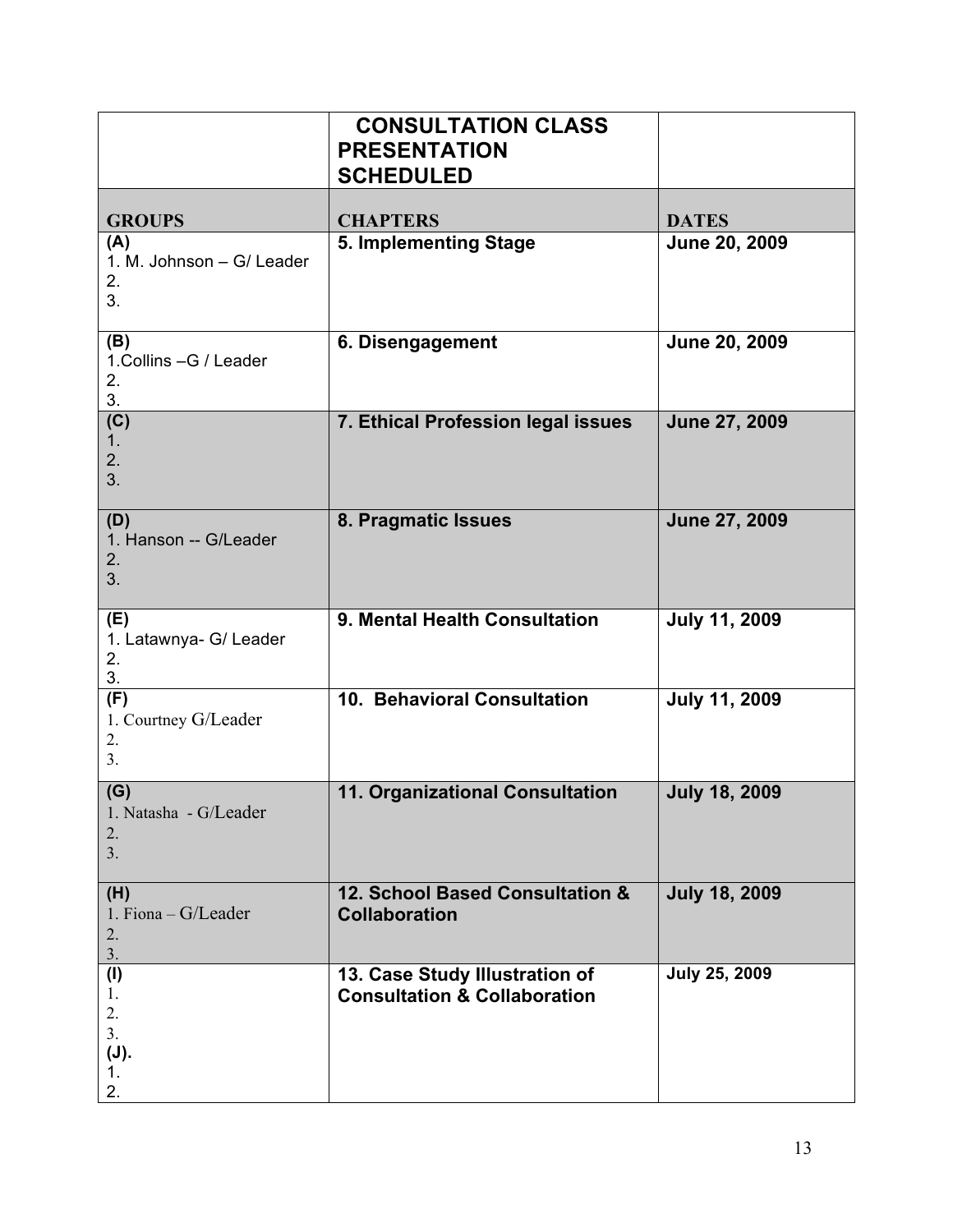| | **CONSULTATION CLASS PRESENTATION SCHEDULED** | |
|---|---|---|
| **GROUPS** | **CHAPTERS** | **DATES** |
| **(A)**<br>1. M. Johnson – G/ Leader<br>2.<br>3. | **5. Implementing Stage** | **June 20, 2009** |
| **(B)**<br>1.Collins –G / Leader<br>2.<br>3. | **6. Disengagement** | **June 20, 2009** |
| **(C)**<br>1.<br>2.<br>3. | **7. Ethical Profession legal issues** | **June 27, 2009** |
| **(D)**<br>1. Hanson -- G/Leader<br>2.<br>3. | **8. Pragmatic Issues** | **June 27, 2009** |
| **(E)**<br>1. Latawnya- G/ Leader<br>2.<br>3. | **9. Mental Health Consultation** | **July 11, 2009** |
| **(F)**<br>1. Courtney G/Leader<br>2.<br>3. | **10. Behavioral Consultation** | **July 11, 2009** |
| **(G)**<br>1. Natasha - G/Leader<br>2.<br>3. | **11. Organizational Consultation** | **July 18, 2009** |
| **(H)**<br>1. Fiona – G/Leader<br>2.<br>3. | **12. School Based Consultation & Collaboration** | **July 18, 2009** |
| **(I)**<br>1.<br>2.<br>3.<br>**(J).**<br>1.<br>2. | **13. Case Study Illustration of Consultation & Collaboration** | **July 25, 2009** |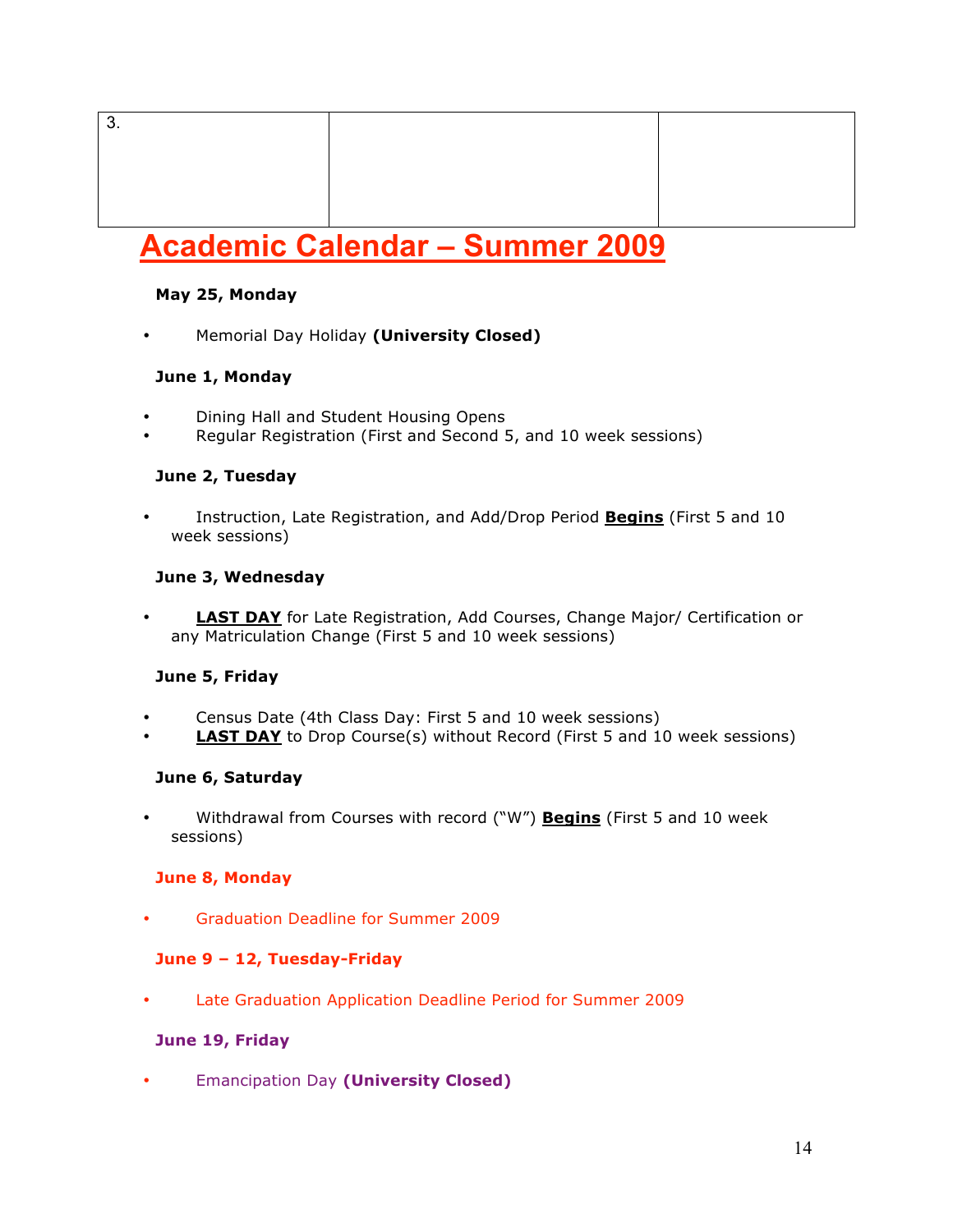| 3. | | |
|---|---|---|

# Academic Calendar – Summer 2009

**May 25, Monday**

- Memorial Day Holiday **(University Closed)**

**June 1, Monday**

- Dining Hall and Student Housing Opens
- Regular Registration (First and Second 5, and 10 week sessions)

**June 2, Tuesday**

- Instruction, Late Registration, and Add/Drop Period **Begins** (First 5 and 10 week sessions)

**June 3, Wednesday**

- **LAST DAY** for Late Registration, Add Courses, Change Major/ Certification or any Matriculation Change (First 5 and 10 week sessions)

**June 5, Friday**

- Census Date (4th Class Day: First 5 and 10 week sessions)
- **LAST DAY** to Drop Course(s) without Record (First 5 and 10 week sessions)

**June 6, Saturday**

- Withdrawal from Courses with record ("W") **Begins** (First 5 and 10 week sessions)

**June 8, Monday**

- Graduation Deadline for Summer 2009

**June 9 – 12, Tuesday-Friday**

- Late Graduation Application Deadline Period for Summer 2009

**June 19, Friday**

- Emancipation Day **(University Closed)**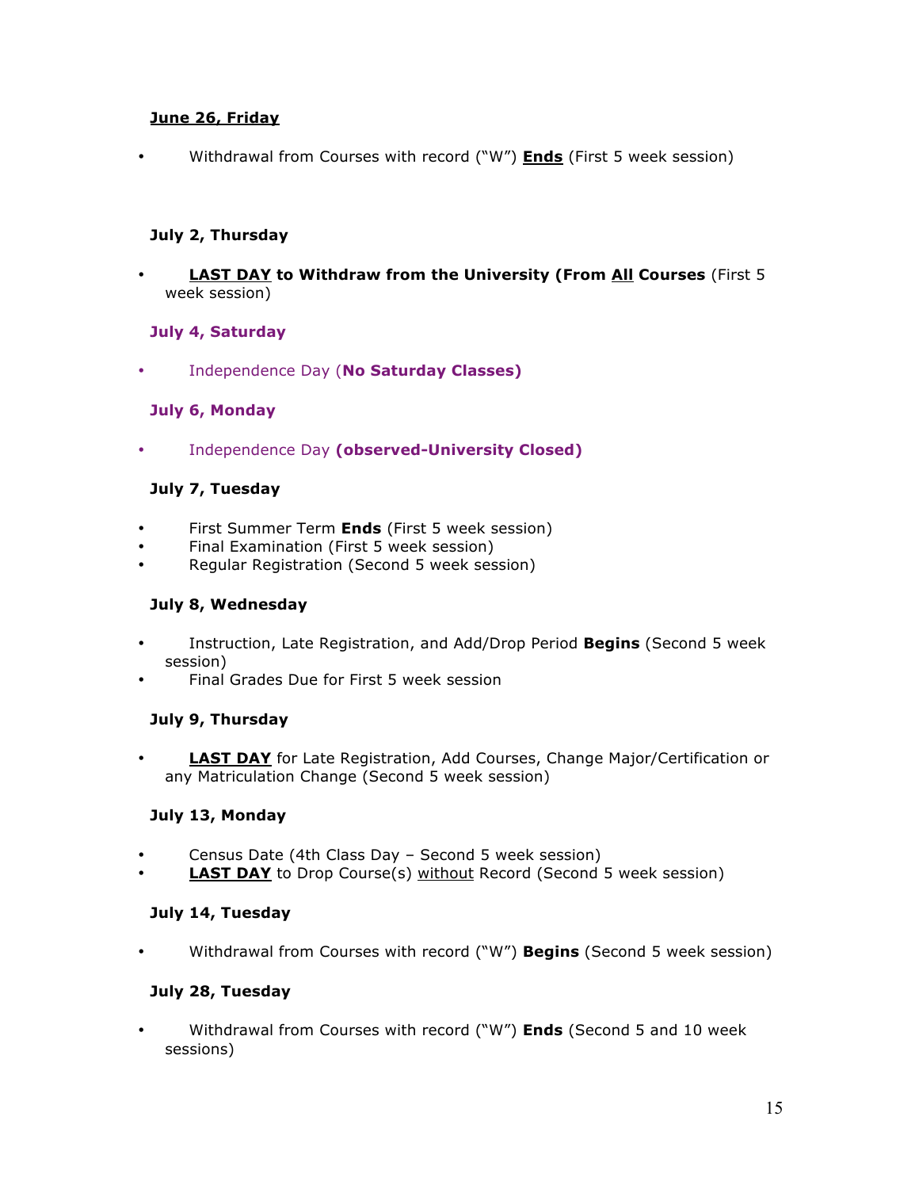**<u>June 26, Friday</u>**

- Withdrawal from Courses with record ("W") **<u>Ends</u>** (First 5 week session)

**July 2, Thursday**

- **<u>LAST DAY</u> to Withdraw from the University (From <u>All</u> Courses** (First 5 week session)

**July 4, Saturday**

- Independence Day (**No Saturday Classes)**

**July 6, Monday**

- Independence Day **(observed-University Closed)**

**July 7, Tuesday**

- First Summer Term **Ends** (First 5 week session)
- Final Examination (First 5 week session)
- Regular Registration (Second 5 week session)

**July 8, Wednesday**

- Instruction, Late Registration, and Add/Drop Period **Begins** (Second 5 week session)
- Final Grades Due for First 5 week session

**July 9, Thursday**

- **<u>LAST DAY</u>** for Late Registration, Add Courses, Change Major/Certification or any Matriculation Change (Second 5 week session)

**July 13, Monday**

- Census Date (4th Class Day – Second 5 week session)
- **<u>LAST DAY</u>** to Drop Course(s) <u>without</u> Record (Second 5 week session)

**July 14, Tuesday**

- Withdrawal from Courses with record ("W") **Begins** (Second 5 week session)

**July 28, Tuesday**

- Withdrawal from Courses with record ("W") **Ends** (Second 5 and 10 week sessions)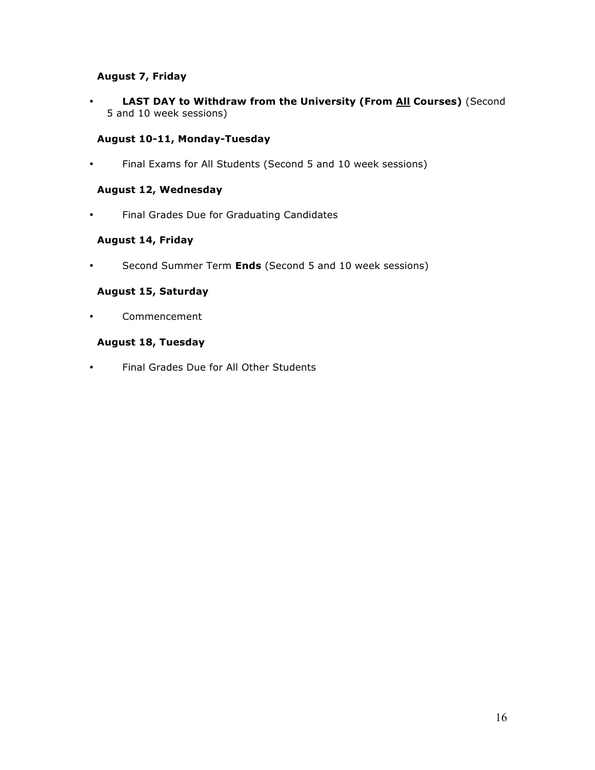**August 7, Friday**

- **LAST DAY to Withdraw from the University (From <u>All</u> Courses)** (Second 5 and 10 week sessions)

**August 10-11, Monday-Tuesday**

- Final Exams for All Students (Second 5 and 10 week sessions)

**August 12, Wednesday**

- Final Grades Due for Graduating Candidates

**August 14, Friday**

- Second Summer Term **Ends** (Second 5 and 10 week sessions)

**August 15, Saturday**

- Commencement

**August 18, Tuesday**

- Final Grades Due for All Other Students